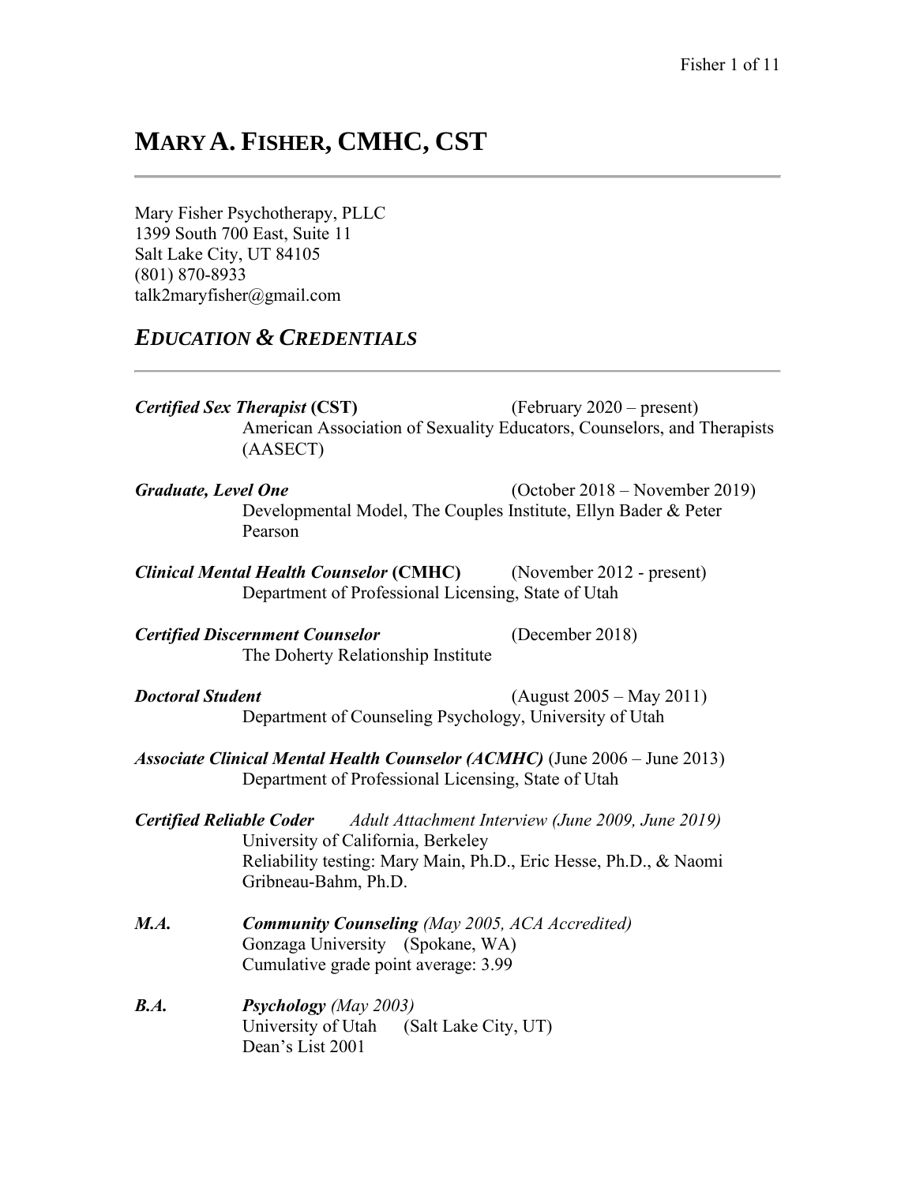# MARY A. FISHER, CMHC, CST

Mary Fisher Psychotherapy, PLLC
1399 South 700 East, Suite 11
Salt Lake City, UT 84105
(801) 870-8933
talk2maryfisher@gmail.com

## *EDUCATION & CREDENTIALS*

***Certified Sex Therapist* (CST)** (February 2020 – present)
American Association of Sexuality Educators, Counselors, and Therapists (AASECT)

***Graduate, Level One*** (October 2018 – November 2019)
Developmental Model, The Couples Institute, Ellyn Bader & Peter Pearson

***Clinical Mental Health Counselor* (CMHC)** (November 2012 - present)
Department of Professional Licensing, State of Utah

***Certified Discernment Counselor*** (December 2018)
The Doherty Relationship Institute

***Doctoral Student*** (August 2005 – May 2011)
Department of Counseling Psychology, University of Utah

***Associate Clinical Mental Health Counselor (ACMHC)*** (June 2006 – June 2013)
Department of Professional Licensing, State of Utah

***Certified Reliable Coder*** *Adult Attachment Interview (June 2009, June 2019)*
University of California, Berkeley
Reliability testing: Mary Main, Ph.D., Eric Hesse, Ph.D., & Naomi Gribneau-Bahm, Ph.D.

***M.A.*** ***Community Counseling*** *(May 2005, ACA Accredited)*
Gonzaga University (Spokane, WA)
Cumulative grade point average: 3.99

***B.A.*** ***Psychology*** *(May 2003)*
University of Utah (Salt Lake City, UT)
Dean's List 2001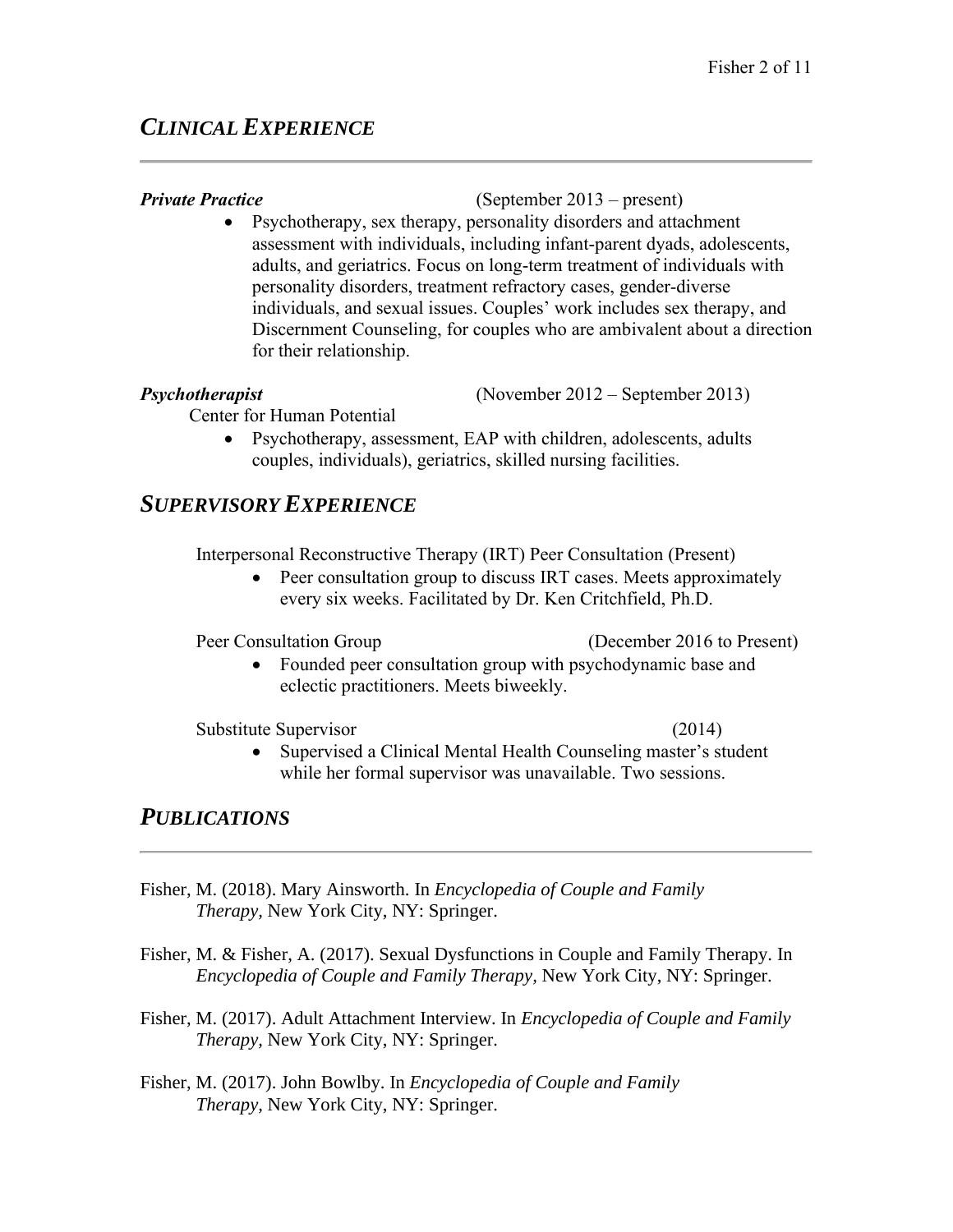## *CLINICAL EXPERIENCE*

***Private Practice*** (September 2013 – present)

- Psychotherapy, sex therapy, personality disorders and attachment assessment with individuals, including infant-parent dyads, adolescents, adults, and geriatrics. Focus on long-term treatment of individuals with personality disorders, treatment refractory cases, gender-diverse individuals, and sexual issues. Couples' work includes sex therapy, and Discernment Counseling, for couples who are ambivalent about a direction for their relationship.

***Psychotherapist*** (November 2012 – September 2013)

Center for Human Potential

- Psychotherapy, assessment, EAP with children, adolescents, adults couples, individuals), geriatrics, skilled nursing facilities.

## *SUPERVISORY EXPERIENCE*

Interpersonal Reconstructive Therapy (IRT) Peer Consultation (Present)

- Peer consultation group to discuss IRT cases. Meets approximately every six weeks. Facilitated by Dr. Ken Critchfield, Ph.D.

Peer Consultation Group (December 2016 to Present)

- Founded peer consultation group with psychodynamic base and eclectic practitioners. Meets biweekly.

Substitute Supervisor (2014)

- Supervised a Clinical Mental Health Counseling master's student while her formal supervisor was unavailable. Two sessions.

## *PUBLICATIONS*

Fisher, M. (2018). Mary Ainsworth. In *Encyclopedia of Couple and Family Therapy,* New York City, NY: Springer.

Fisher, M. & Fisher, A. (2017). Sexual Dysfunctions in Couple and Family Therapy. In *Encyclopedia of Couple and Family Therapy,* New York City, NY: Springer.

Fisher, M. (2017). Adult Attachment Interview. In *Encyclopedia of Couple and Family Therapy,* New York City, NY: Springer.

Fisher, M. (2017). John Bowlby. In *Encyclopedia of Couple and Family Therapy,* New York City, NY: Springer.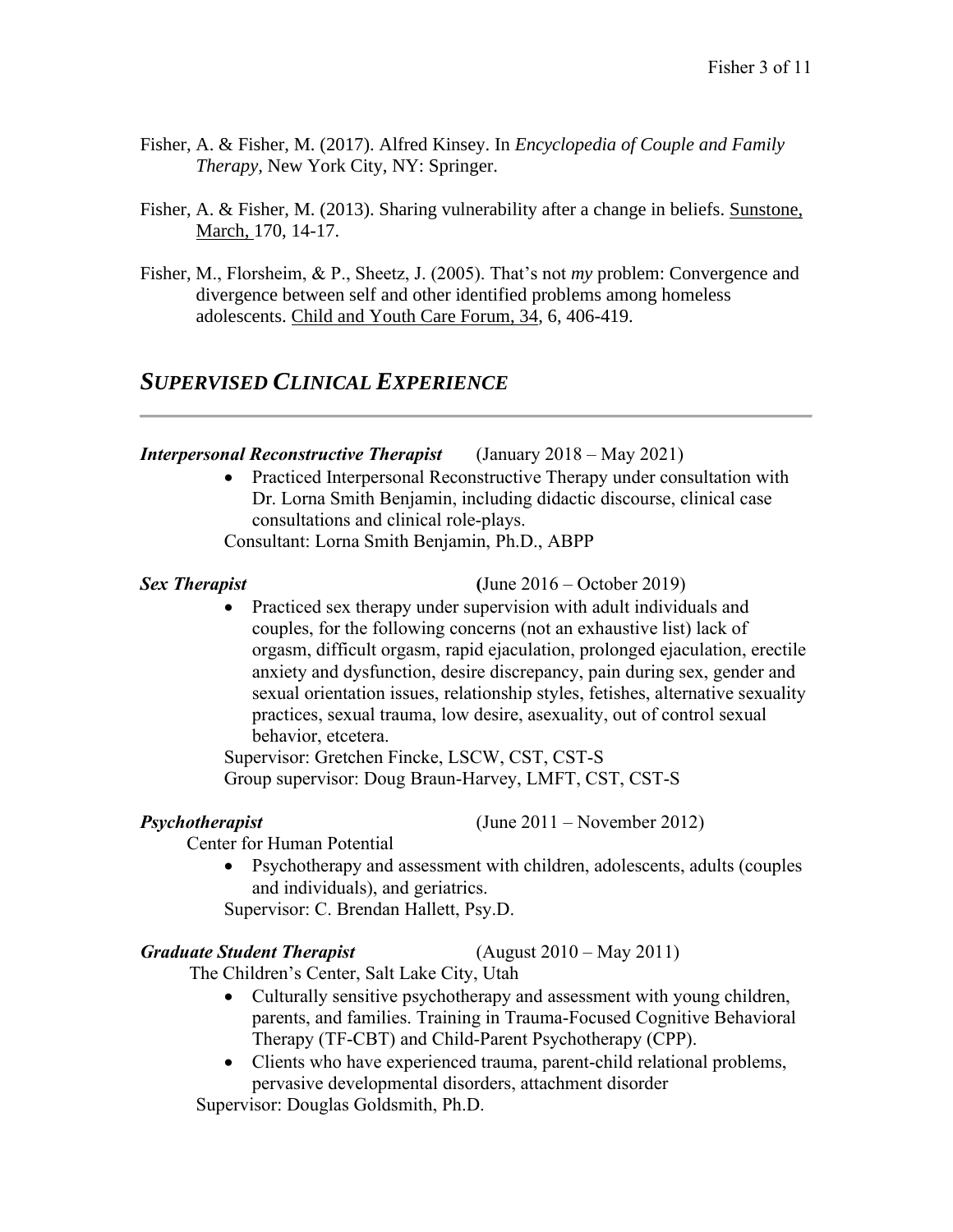Fisher, A. & Fisher, M. (2017). Alfred Kinsey. In *Encyclopedia of Couple and Family Therapy,* New York City, NY: Springer.

Fisher, A. & Fisher, M. (2013). Sharing vulnerability after a change in beliefs. Sunstone, March, 170, 14-17.

Fisher, M., Florsheim, & P., Sheetz, J. (2005). That's not *my* problem: Convergence and divergence between self and other identified problems among homeless adolescents. Child and Youth Care Forum, 34, 6, 406-419.

## *SUPERVISED CLINICAL EXPERIENCE*

***Interpersonal Reconstructive Therapist*** (January 2018 – May 2021)

- Practiced Interpersonal Reconstructive Therapy under consultation with Dr. Lorna Smith Benjamin, including didactic discourse, clinical case consultations and clinical role-plays.

Consultant: Lorna Smith Benjamin, Ph.D., ABPP

***Sex Therapist*** (June 2016 – October 2019)

- Practiced sex therapy under supervision with adult individuals and couples, for the following concerns (not an exhaustive list) lack of orgasm, difficult orgasm, rapid ejaculation, prolonged ejaculation, erectile anxiety and dysfunction, desire discrepancy, pain during sex, gender and sexual orientation issues, relationship styles, fetishes, alternative sexuality practices, sexual trauma, low desire, asexuality, out of control sexual behavior, etcetera.

Supervisor: Gretchen Fincke, LSCW, CST, CST-S
Group supervisor: Doug Braun-Harvey, LMFT, CST, CST-S

***Psychotherapist*** (June 2011 – November 2012)
Center for Human Potential

- Psychotherapy and assessment with children, adolescents, adults (couples and individuals), and geriatrics.

Supervisor: C. Brendan Hallett, Psy.D.

***Graduate Student Therapist*** (August 2010 – May 2011)
The Children's Center, Salt Lake City, Utah

- Culturally sensitive psychotherapy and assessment with young children, parents, and families. Training in Trauma-Focused Cognitive Behavioral Therapy (TF-CBT) and Child-Parent Psychotherapy (CPP).
- Clients who have experienced trauma, parent-child relational problems, pervasive developmental disorders, attachment disorder

Supervisor: Douglas Goldsmith, Ph.D.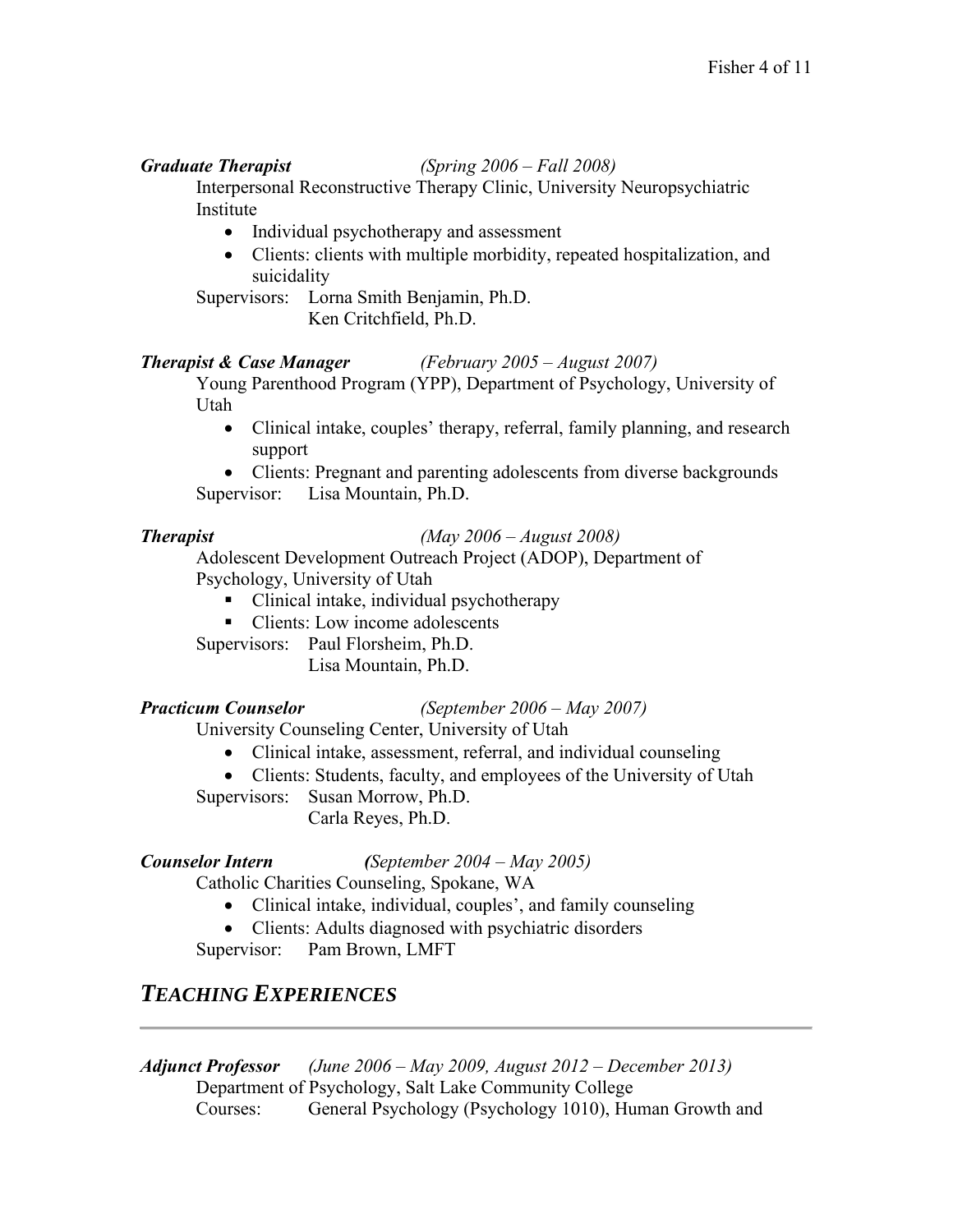***Graduate Therapist*** *(Spring 2006 – Fall 2008)*

Interpersonal Reconstructive Therapy Clinic, University Neuropsychiatric Institute

- Individual psychotherapy and assessment
- Clients: clients with multiple morbidity, repeated hospitalization, and suicidality

Supervisors: Lorna Smith Benjamin, Ph.D.
Ken Critchfield, Ph.D.

***Therapist & Case Manager*** *(February 2005 – August 2007)*

Young Parenthood Program (YPP), Department of Psychology, University of Utah

- Clinical intake, couples' therapy, referral, family planning, and research support
- Clients: Pregnant and parenting adolescents from diverse backgrounds

Supervisor: Lisa Mountain, Ph.D.

***Therapist*** *(May 2006 – August 2008)*

Adolescent Development Outreach Project (ADOP), Department of Psychology, University of Utah

- Clinical intake, individual psychotherapy
- Clients: Low income adolescents

Supervisors: Paul Florsheim, Ph.D.
Lisa Mountain, Ph.D.

***Practicum Counselor*** *(September 2006 – May 2007)*

University Counseling Center, University of Utah

- Clinical intake, assessment, referral, and individual counseling
- Clients: Students, faculty, and employees of the University of Utah

Supervisors: Susan Morrow, Ph.D.
Carla Reyes, Ph.D.

***Counselor Intern*** *(September 2004 – May 2005)*

Catholic Charities Counseling, Spokane, WA

- Clinical intake, individual, couples', and family counseling
- Clients: Adults diagnosed with psychiatric disorders

Supervisor: Pam Brown, LMFT

## *TEACHING EXPERIENCES*

***Adjunct Professor*** *(June 2006 – May 2009, August 2012 – December 2013)*

Department of Psychology, Salt Lake Community College

Courses: General Psychology (Psychology 1010), Human Growth and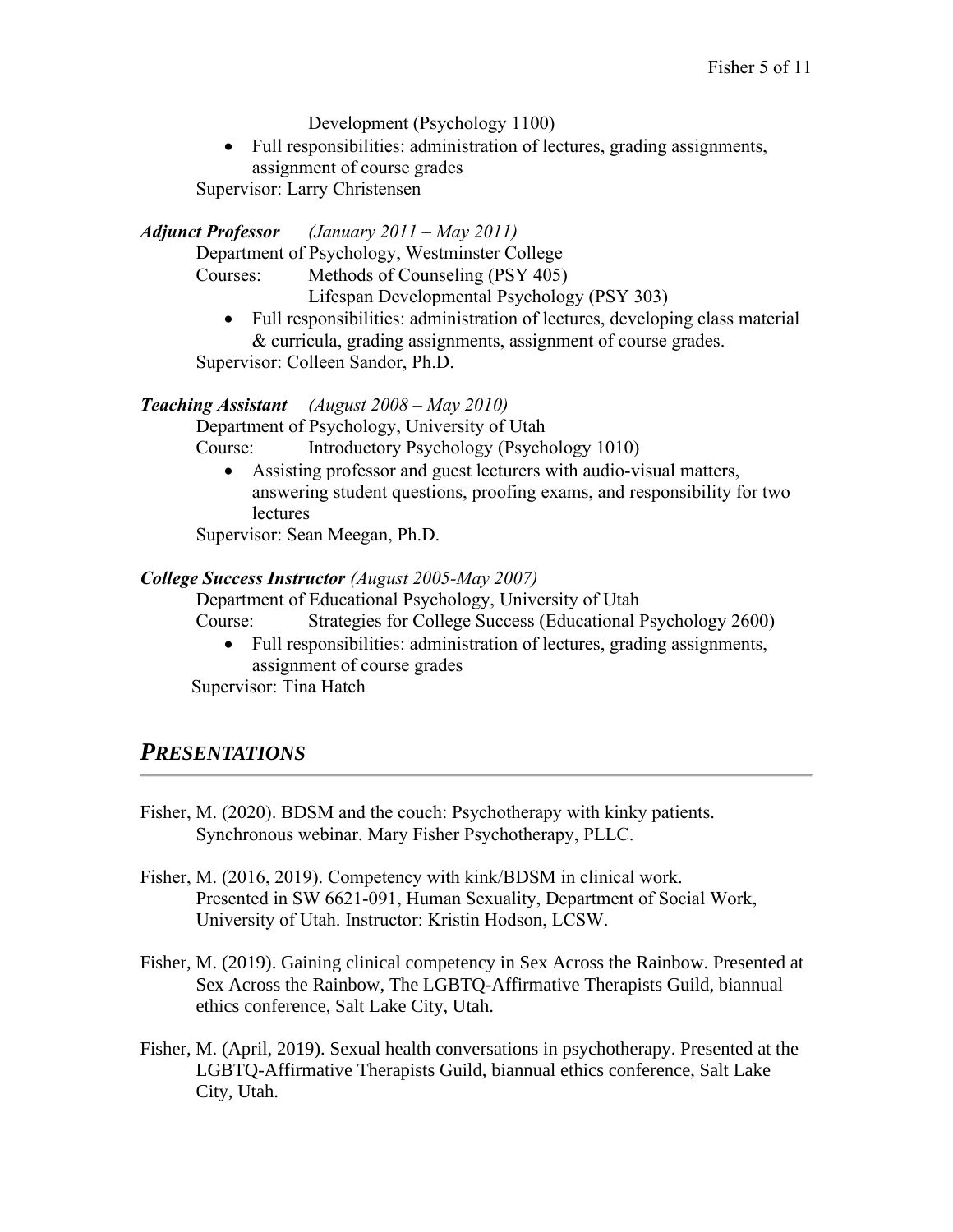Development (Psychology 1100)

- Full responsibilities: administration of lectures, grading assignments, assignment of course grades

Supervisor: Larry Christensen

***Adjunct Professor*** *(January 2011 – May 2011)*

Department of Psychology, Westminster College

Courses: Methods of Counseling (PSY 405)
Lifespan Developmental Psychology (PSY 303)

- Full responsibilities: administration of lectures, developing class material & curricula, grading assignments, assignment of course grades.

Supervisor: Colleen Sandor, Ph.D.

***Teaching Assistant*** *(August 2008 – May 2010)*

Department of Psychology, University of Utah

Course: Introductory Psychology (Psychology 1010)

- Assisting professor and guest lecturers with audio-visual matters, answering student questions, proofing exams, and responsibility for two lectures

Supervisor: Sean Meegan, Ph.D.

***College Success Instructor*** *(August 2005-May 2007)*

Department of Educational Psychology, University of Utah

Course: Strategies for College Success (Educational Psychology 2600)

- Full responsibilities: administration of lectures, grading assignments, assignment of course grades

Supervisor: Tina Hatch

## *PRESENTATIONS*

Fisher, M. (2020). BDSM and the couch: Psychotherapy with kinky patients. Synchronous webinar. Mary Fisher Psychotherapy, PLLC.

Fisher, M. (2016, 2019). Competency with kink/BDSM in clinical work. Presented in SW 6621-091, Human Sexuality, Department of Social Work, University of Utah. Instructor: Kristin Hodson, LCSW.

Fisher, M. (2019). Gaining clinical competency in Sex Across the Rainbow. Presented at Sex Across the Rainbow, The LGBTQ-Affirmative Therapists Guild, biannual ethics conference, Salt Lake City, Utah.

Fisher, M. (April, 2019). Sexual health conversations in psychotherapy. Presented at the LGBTQ-Affirmative Therapists Guild, biannual ethics conference, Salt Lake City, Utah.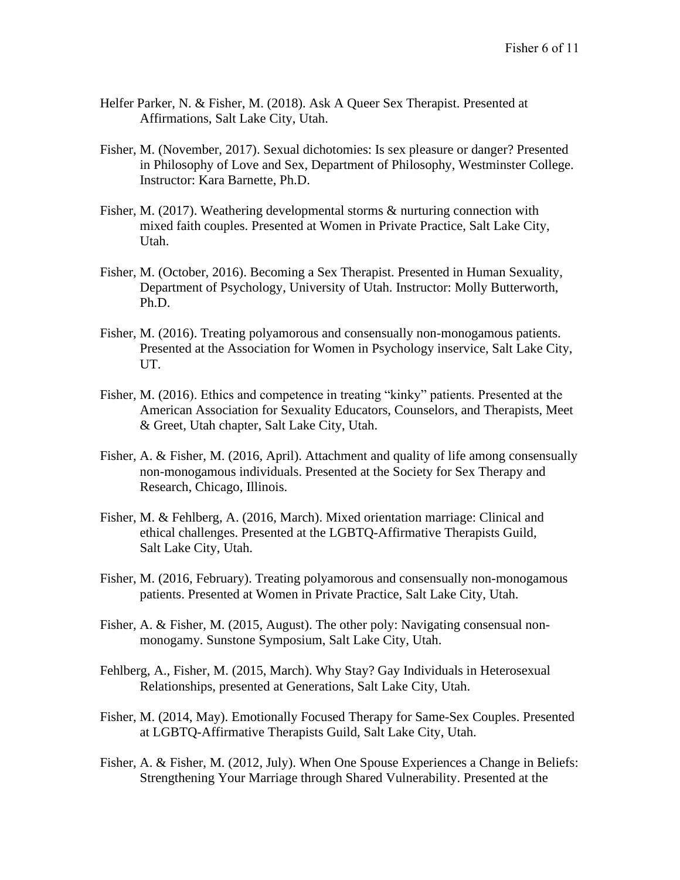Helfer Parker, N. & Fisher, M. (2018). Ask A Queer Sex Therapist. Presented at Affirmations, Salt Lake City, Utah.

Fisher, M. (November, 2017). Sexual dichotomies: Is sex pleasure or danger? Presented in Philosophy of Love and Sex, Department of Philosophy, Westminster College. Instructor: Kara Barnette, Ph.D.

Fisher, M. (2017). Weathering developmental storms & nurturing connection with mixed faith couples. Presented at Women in Private Practice, Salt Lake City, Utah.

Fisher, M. (October, 2016). Becoming a Sex Therapist. Presented in Human Sexuality, Department of Psychology, University of Utah. Instructor: Molly Butterworth, Ph.D.

Fisher, M. (2016). Treating polyamorous and consensually non-monogamous patients. Presented at the Association for Women in Psychology inservice, Salt Lake City, UT.

Fisher, M. (2016). Ethics and competence in treating "kinky" patients. Presented at the American Association for Sexuality Educators, Counselors, and Therapists, Meet & Greet, Utah chapter, Salt Lake City, Utah.

Fisher, A. & Fisher, M. (2016, April). Attachment and quality of life among consensually non-monogamous individuals. Presented at the Society for Sex Therapy and Research, Chicago, Illinois.

Fisher, M. & Fehlberg, A. (2016, March). Mixed orientation marriage: Clinical and ethical challenges. Presented at the LGBTQ-Affirmative Therapists Guild, Salt Lake City, Utah.

Fisher, M. (2016, February). Treating polyamorous and consensually non-monogamous patients. Presented at Women in Private Practice, Salt Lake City, Utah.

Fisher, A. & Fisher, M. (2015, August). The other poly: Navigating consensual non-monogamy. Sunstone Symposium, Salt Lake City, Utah.

Fehlberg, A., Fisher, M. (2015, March). Why Stay? Gay Individuals in Heterosexual Relationships, presented at Generations, Salt Lake City, Utah.

Fisher, M. (2014, May). Emotionally Focused Therapy for Same-Sex Couples. Presented at LGBTQ-Affirmative Therapists Guild, Salt Lake City, Utah.

Fisher, A. & Fisher, M. (2012, July). When One Spouse Experiences a Change in Beliefs: Strengthening Your Marriage through Shared Vulnerability. Presented at the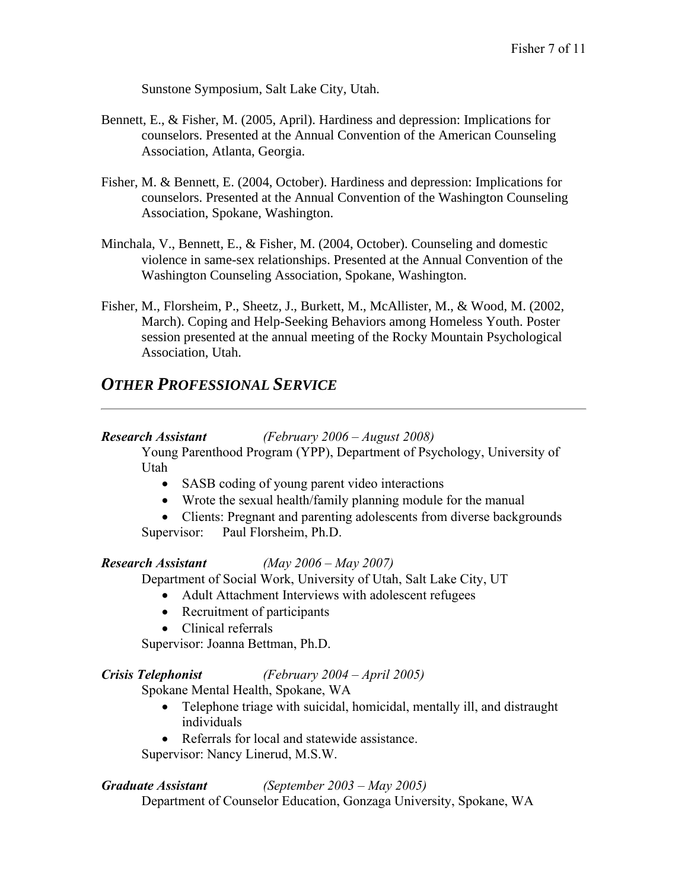Sunstone Symposium, Salt Lake City, Utah.

Bennett, E., & Fisher, M. (2005, April). Hardiness and depression: Implications for counselors. Presented at the Annual Convention of the American Counseling Association, Atlanta, Georgia.

Fisher, M. & Bennett, E. (2004, October). Hardiness and depression: Implications for counselors. Presented at the Annual Convention of the Washington Counseling Association, Spokane, Washington.

Minchala, V., Bennett, E., & Fisher, M. (2004, October). Counseling and domestic violence in same-sex relationships. Presented at the Annual Convention of the Washington Counseling Association, Spokane, Washington.

Fisher, M., Florsheim, P., Sheetz, J., Burkett, M., McAllister, M., & Wood, M. (2002, March). Coping and Help-Seeking Behaviors among Homeless Youth. Poster session presented at the annual meeting of the Rocky Mountain Psychological Association, Utah.

## *OTHER PROFESSIONAL SERVICE*

***Research Assistant*** *(February 2006 – August 2008)*

Young Parenthood Program (YPP), Department of Psychology, University of Utah

- SASB coding of young parent video interactions
- Wrote the sexual health/family planning module for the manual
- Clients: Pregnant and parenting adolescents from diverse backgrounds

Supervisor: Paul Florsheim, Ph.D.

***Research Assistant*** *(May 2006 – May 2007)*

Department of Social Work, University of Utah, Salt Lake City, UT

- Adult Attachment Interviews with adolescent refugees
- Recruitment of participants
- Clinical referrals

Supervisor: Joanna Bettman, Ph.D.

***Crisis Telephonist*** *(February 2004 – April 2005)*

Spokane Mental Health, Spokane, WA

- Telephone triage with suicidal, homicidal, mentally ill, and distraught individuals
- Referrals for local and statewide assistance.

Supervisor: Nancy Linerud, M.S.W.

***Graduate Assistant*** *(September 2003 – May 2005)*

Department of Counselor Education, Gonzaga University, Spokane, WA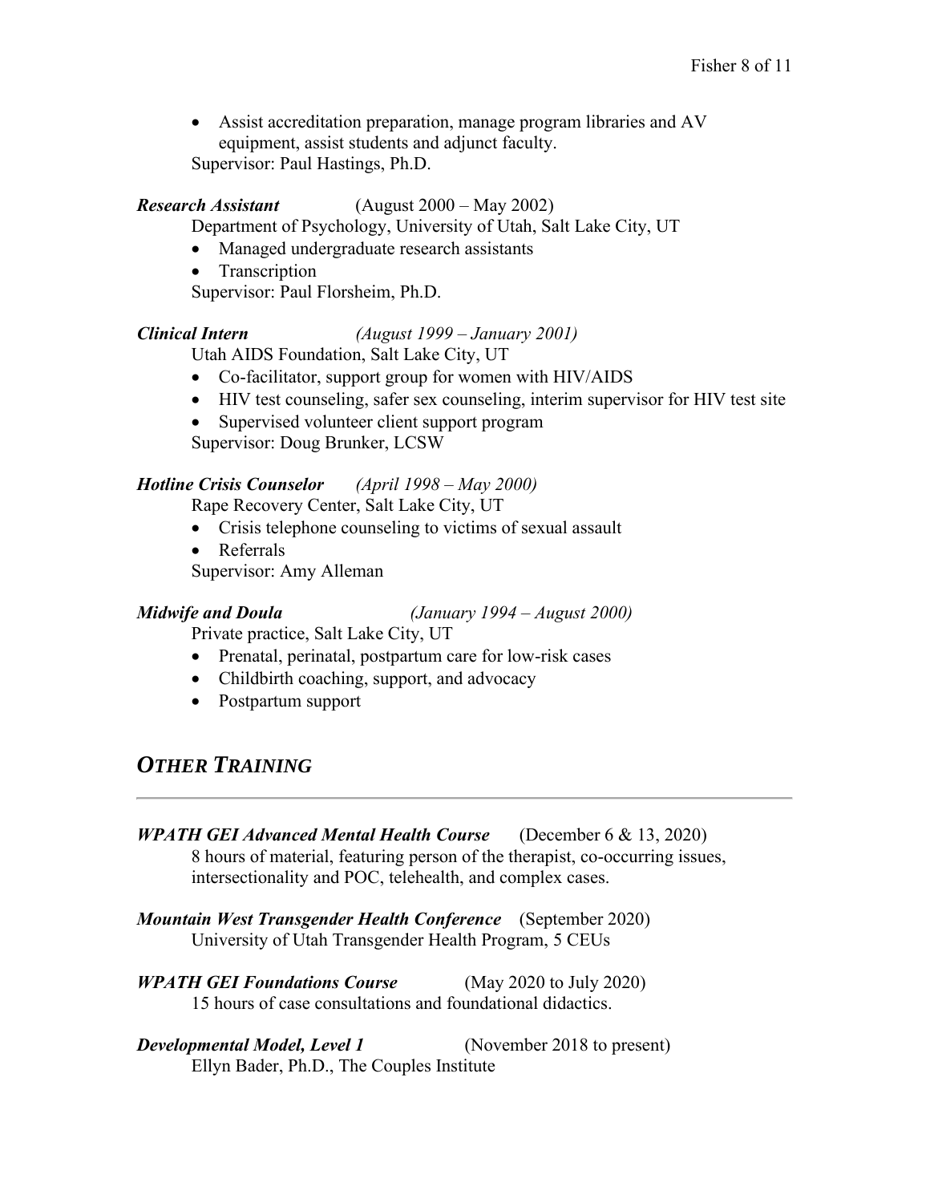- Assist accreditation preparation, manage program libraries and AV equipment, assist students and adjunct faculty.

Supervisor: Paul Hastings, Ph.D.

***Research Assistant*** (August 2000 – May 2002)
Department of Psychology, University of Utah, Salt Lake City, UT

- Managed undergraduate research assistants
- Transcription

Supervisor: Paul Florsheim, Ph.D.

***Clinical Intern*** *(August 1999 – January 2001)*
Utah AIDS Foundation, Salt Lake City, UT

- Co-facilitator, support group for women with HIV/AIDS
- HIV test counseling, safer sex counseling, interim supervisor for HIV test site
- Supervised volunteer client support program

Supervisor: Doug Brunker, LCSW

***Hotline Crisis Counselor*** *(April 1998 – May 2000)*
Rape Recovery Center, Salt Lake City, UT

- Crisis telephone counseling to victims of sexual assault
- Referrals

Supervisor: Amy Alleman

***Midwife and Doula*** *(January 1994 – August 2000)*
Private practice, Salt Lake City, UT

- Prenatal, perinatal, postpartum care for low-risk cases
- Childbirth coaching, support, and advocacy
- Postpartum support

## *OTHER TRAINING*

***WPATH GEI Advanced Mental Health Course*** (December 6 & 13, 2020)
8 hours of material, featuring person of the therapist, co-occurring issues, intersectionality and POC, telehealth, and complex cases.

***Mountain West Transgender Health Conference*** (September 2020)
University of Utah Transgender Health Program, 5 CEUs

***WPATH GEI Foundations Course*** (May 2020 to July 2020)
15 hours of case consultations and foundational didactics.

***Developmental Model, Level 1*** (November 2018 to present)
Ellyn Bader, Ph.D., The Couples Institute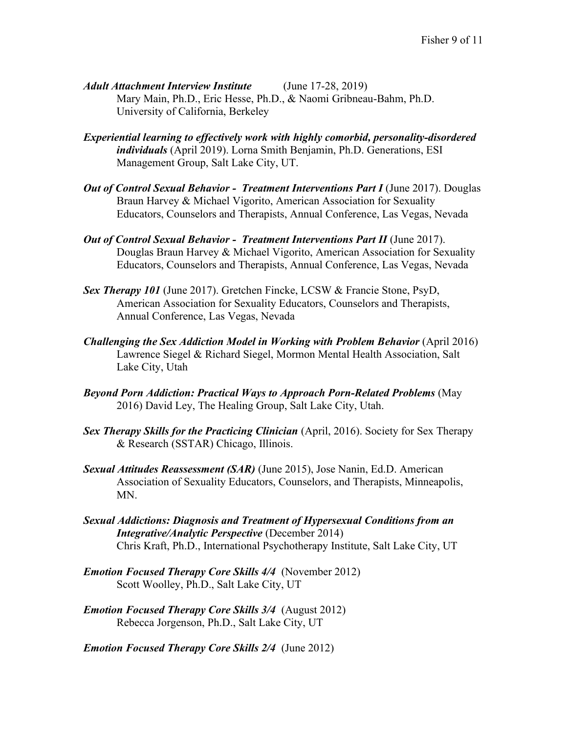***Adult Attachment Interview Institute*** (June 17-28, 2019)
Mary Main, Ph.D., Eric Hesse, Ph.D., & Naomi Gribneau-Bahm, Ph.D.
University of California, Berkeley

***Experiential learning to effectively work with highly comorbid, personality-disordered individuals*** (April 2019). Lorna Smith Benjamin, Ph.D. Generations, ESI Management Group, Salt Lake City, UT.

***Out of Control Sexual Behavior - Treatment Interventions Part I*** (June 2017). Douglas Braun Harvey & Michael Vigorito, American Association for Sexuality Educators, Counselors and Therapists, Annual Conference, Las Vegas, Nevada

***Out of Control Sexual Behavior - Treatment Interventions Part II*** (June 2017). Douglas Braun Harvey & Michael Vigorito, American Association for Sexuality Educators, Counselors and Therapists, Annual Conference, Las Vegas, Nevada

***Sex Therapy 101*** (June 2017). Gretchen Fincke, LCSW & Francie Stone, PsyD, American Association for Sexuality Educators, Counselors and Therapists, Annual Conference, Las Vegas, Nevada

***Challenging the Sex Addiction Model in Working with Problem Behavior*** (April 2016) Lawrence Siegel & Richard Siegel, Mormon Mental Health Association, Salt Lake City, Utah

***Beyond Porn Addiction: Practical Ways to Approach Porn-Related Problems*** (May 2016) David Ley, The Healing Group, Salt Lake City, Utah.

***Sex Therapy Skills for the Practicing Clinician*** (April, 2016). Society for Sex Therapy & Research (SSTAR) Chicago, Illinois.

***Sexual Attitudes Reassessment (SAR)*** (June 2015), Jose Nanin, Ed.D. American Association of Sexuality Educators, Counselors, and Therapists, Minneapolis, MN.

***Sexual Addictions: Diagnosis and Treatment of Hypersexual Conditions from an Integrative/Analytic Perspective*** (December 2014)
Chris Kraft, Ph.D., International Psychotherapy Institute, Salt Lake City, UT

***Emotion Focused Therapy Core Skills 4/4*** (November 2012)
Scott Woolley, Ph.D., Salt Lake City, UT

***Emotion Focused Therapy Core Skills 3/4*** (August 2012)
Rebecca Jorgenson, Ph.D., Salt Lake City, UT

***Emotion Focused Therapy Core Skills 2/4*** (June 2012)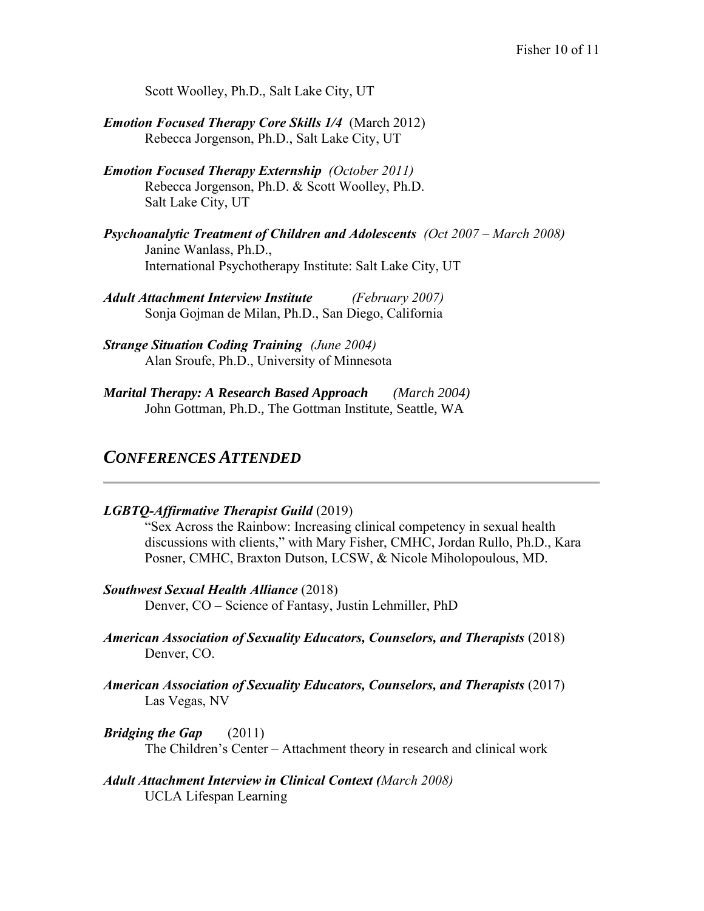Scott Woolley, Ph.D., Salt Lake City, UT

***Emotion Focused Therapy Core Skills 1/4*** (March 2012)
Rebecca Jorgenson, Ph.D., Salt Lake City, UT

***Emotion Focused Therapy Externship*** *(October 2011)*
Rebecca Jorgenson, Ph.D. & Scott Woolley, Ph.D.
Salt Lake City, UT

***Psychoanalytic Treatment of Children and Adolescents*** *(Oct 2007 – March 2008)*
Janine Wanlass, Ph.D.,
International Psychotherapy Institute: Salt Lake City, UT

***Adult Attachment Interview Institute*** *(February 2007)*
Sonja Gojman de Milan, Ph.D., San Diego, California

***Strange Situation Coding Training*** *(June 2004)*
Alan Sroufe, Ph.D., University of Minnesota

***Marital Therapy: A Research Based Approach*** *(March 2004)*
John Gottman, Ph.D., The Gottman Institute, Seattle, WA

## *CONFERENCES ATTENDED*

***LGBTQ-Affirmative Therapist Guild*** (2019)
"Sex Across the Rainbow: Increasing clinical competency in sexual health discussions with clients," with Mary Fisher, CMHC, Jordan Rullo, Ph.D., Kara Posner, CMHC, Braxton Dutson, LCSW, & Nicole Miholopoulous, MD.

***Southwest Sexual Health Alliance*** (2018)
Denver, CO – Science of Fantasy, Justin Lehmiller, PhD

***American Association of Sexuality Educators, Counselors, and Therapists*** (2018)
Denver, CO.

***American Association of Sexuality Educators, Counselors, and Therapists*** (2017)
Las Vegas, NV

***Bridging the Gap*** (2011)
The Children's Center – Attachment theory in research and clinical work

***Adult Attachment Interview in Clinical Context (****March 2008)*
UCLA Lifespan Learning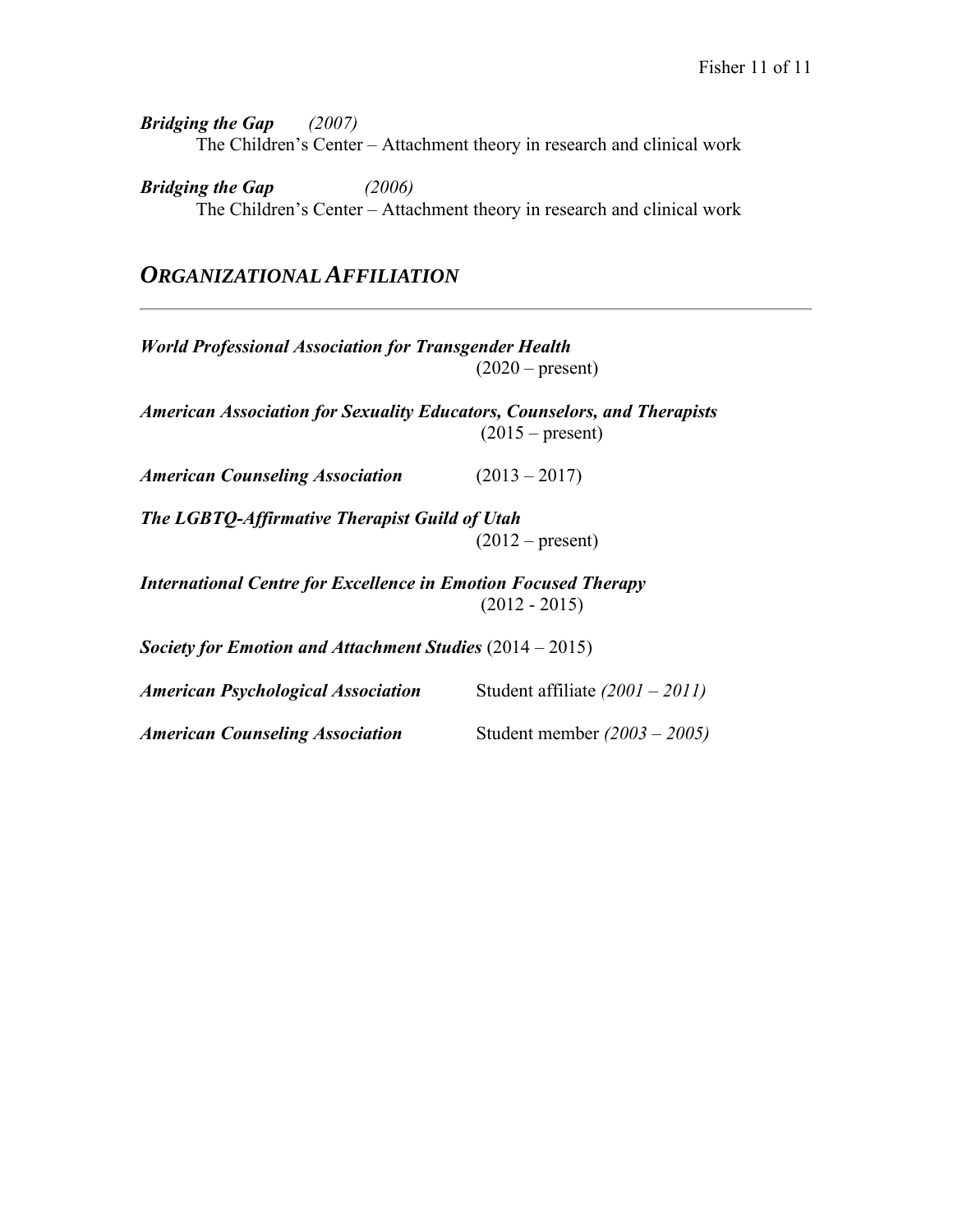***Bridging the Gap*** *(2007)*

The Children's Center – Attachment theory in research and clinical work

***Bridging the Gap*** *(2006)*

The Children's Center – Attachment theory in research and clinical work

## *ORGANIZATIONAL AFFILIATION*

---

***World Professional Association for Transgender Health***
(2020 – present)

***American Association for Sexuality Educators, Counselors, and Therapists***
(2015 – present)

***American Counseling Association*** (2013 – 2017)

***The LGBTQ-Affirmative Therapist Guild of Utah***
(2012 – present)

***International Centre for Excellence in Emotion Focused Therapy***
(2012 - 2015)

***Society for Emotion and Attachment Studies*** (2014 – 2015)

***American Psychological Association*** Student affiliate *(2001 – 2011)*

***American Counseling Association*** Student member *(2003 – 2005)*